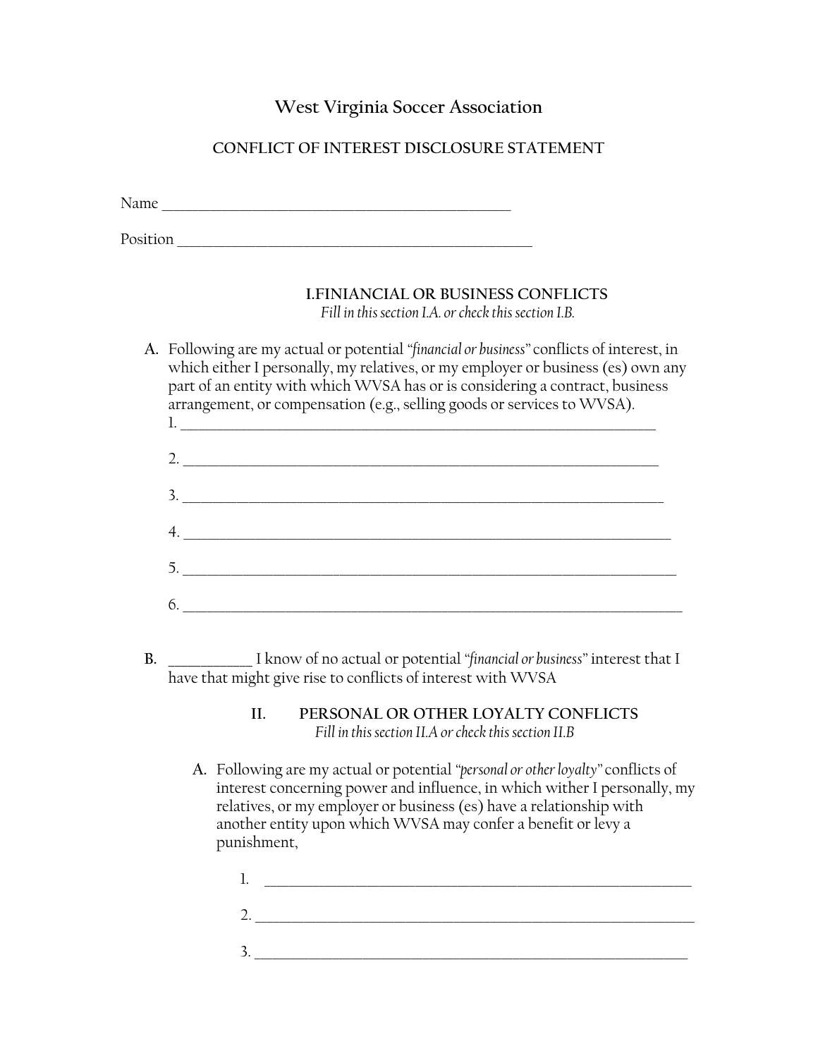# West Virginia Soccer Association

## CONFLICT OF INTEREST DISCLOSURE STATEMENT

Name ______________________________________________

Position ______________________________________________

### I.FINIANCIAL OR BUSINESS CONFLICTS

*Fill in this section I.A. or check this section I.B.*

A. Following are my actual or potential *"financial or business"* conflicts of interest, in which either I personally, my relatives, or my employer or business (es) own any part of an entity with which WVSA has or is considering a contract, business arrangement, or compensation (e.g., selling goods or services to WVSA).

1. ______________________________________________________________

2. ______________________________________________________________

3. ______________________________________________________________

4. ______________________________________________________________

5. ______________________________________________________________

6. ______________________________________________________________

B. ___________ I know of no actual or potential *"financial or business"* interest that I have that might give rise to conflicts of interest with WVSA

### II. PERSONAL OR OTHER LOYALTY CONFLICTS

*Fill in this section II.A or check this section II.B*

A. Following are my actual or potential *"personal or other loyalty"* conflicts of interest concerning power and influence, in which wither I personally, my relatives, or my employer or business (es) have a relationship with another entity upon which WVSA may confer a benefit or levy a punishment,

1. ______________________________________________________________

2. ______________________________________________________________

3. ______________________________________________________________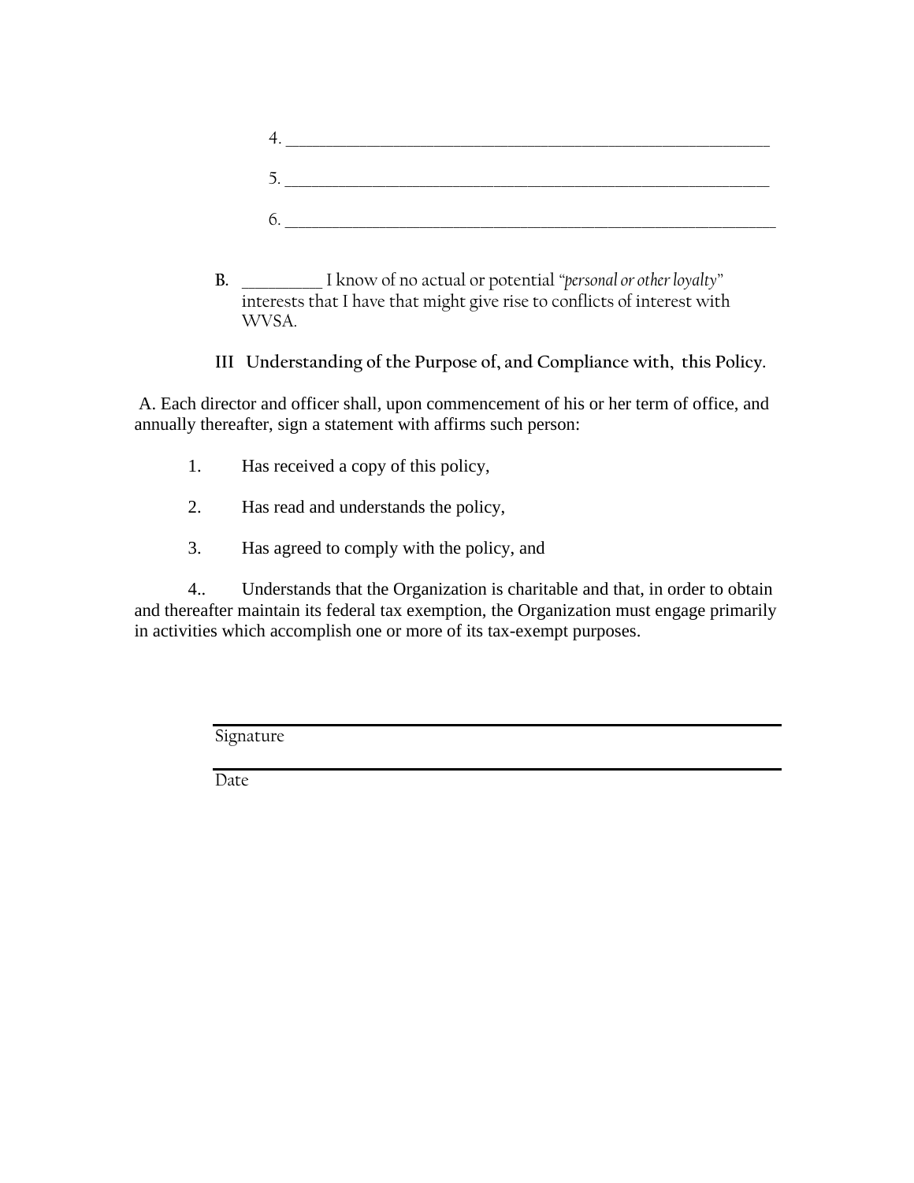4. ___________________________________________________________

5. ___________________________________________________________

6. ___________________________________________________________

**B.** __________ I know of no actual or potential *"personal or other loyalty"* interests that I have that might give rise to conflicts of interest with WVSA.

**III Understanding of the Purpose of, and Compliance with, this Policy.**

A. Each director and officer shall, upon commencement of his or her term of office, and annually thereafter, sign a statement with affirms such person:

1. Has received a copy of this policy,

2. Has read and understands the policy,

3. Has agreed to comply with the policy, and

4.. Understands that the Organization is charitable and that, in order to obtain and thereafter maintain its federal tax exemption, the Organization must engage primarily in activities which accomplish one or more of its tax-exempt purposes.

___________________________________________________________

Signature

___________________________________________________________

Date